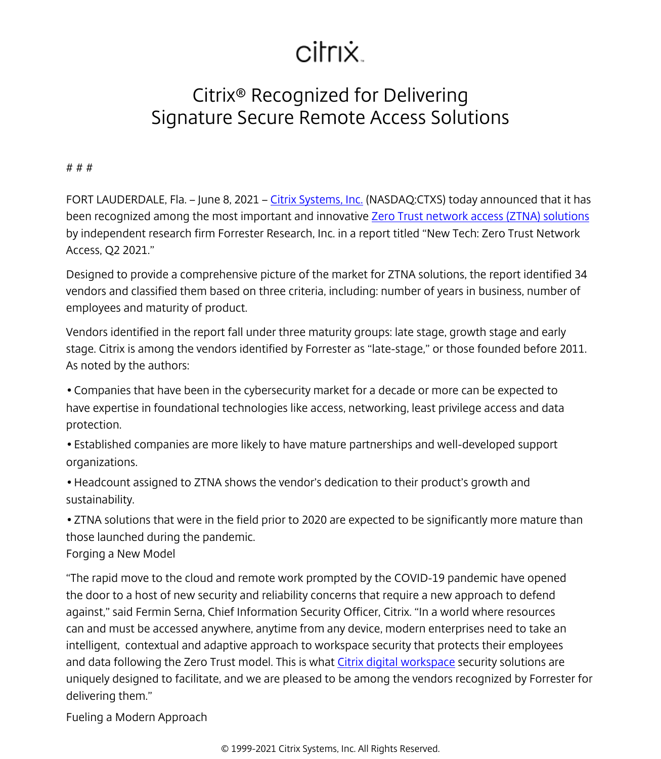citrix

# Citrix® Recognized for Delivering Signature Secure Remote Access Solutions

# # #

FORT LAUDERDALE, Fla. – June 8, 2021 – [Citrix Systems, Inc.](#) (NASDAQ:CTXS) today announced that it has been recognized among the most important and innovative [Zero Trust network access (ZTNA) solutions](#) by independent research firm Forrester Research, Inc. in a report titled "New Tech: Zero Trust Network Access, Q2 2021."

Designed to provide a comprehensive picture of the market for ZTNA solutions, the report identified 34 vendors and classified them based on three criteria, including: number of years in business, number of employees and maturity of product.

Vendors identified in the report fall under three maturity groups: late stage, growth stage and early stage. Citrix is among the vendors identified by Forrester as "late-stage," or those founded before 2011. As noted by the authors:

- Companies that have been in the cybersecurity market for a decade or more can be expected to have expertise in foundational technologies like access, networking, least privilege access and data protection.
- Established companies are more likely to have mature partnerships and well-developed support organizations.
- Headcount assigned to ZTNA shows the vendor's dedication to their product's growth and sustainability.
- ZTNA solutions that were in the field prior to 2020 are expected to be significantly more mature than those launched during the pandemic.

Forging a New Model

"The rapid move to the cloud and remote work prompted by the COVID-19 pandemic have opened the door to a host of new security and reliability concerns that require a new approach to defend against," said Fermin Serna, Chief Information Security Officer, Citrix. "In a world where resources can and must be accessed anywhere, anytime from any device, modern enterprises need to take an intelligent, contextual and adaptive approach to workspace security that protects their employees and data following the Zero Trust model. This is what [Citrix digital workspace](#) security solutions are uniquely designed to facilitate, and we are pleased to be among the vendors recognized by Forrester for delivering them."

Fueling a Modern Approach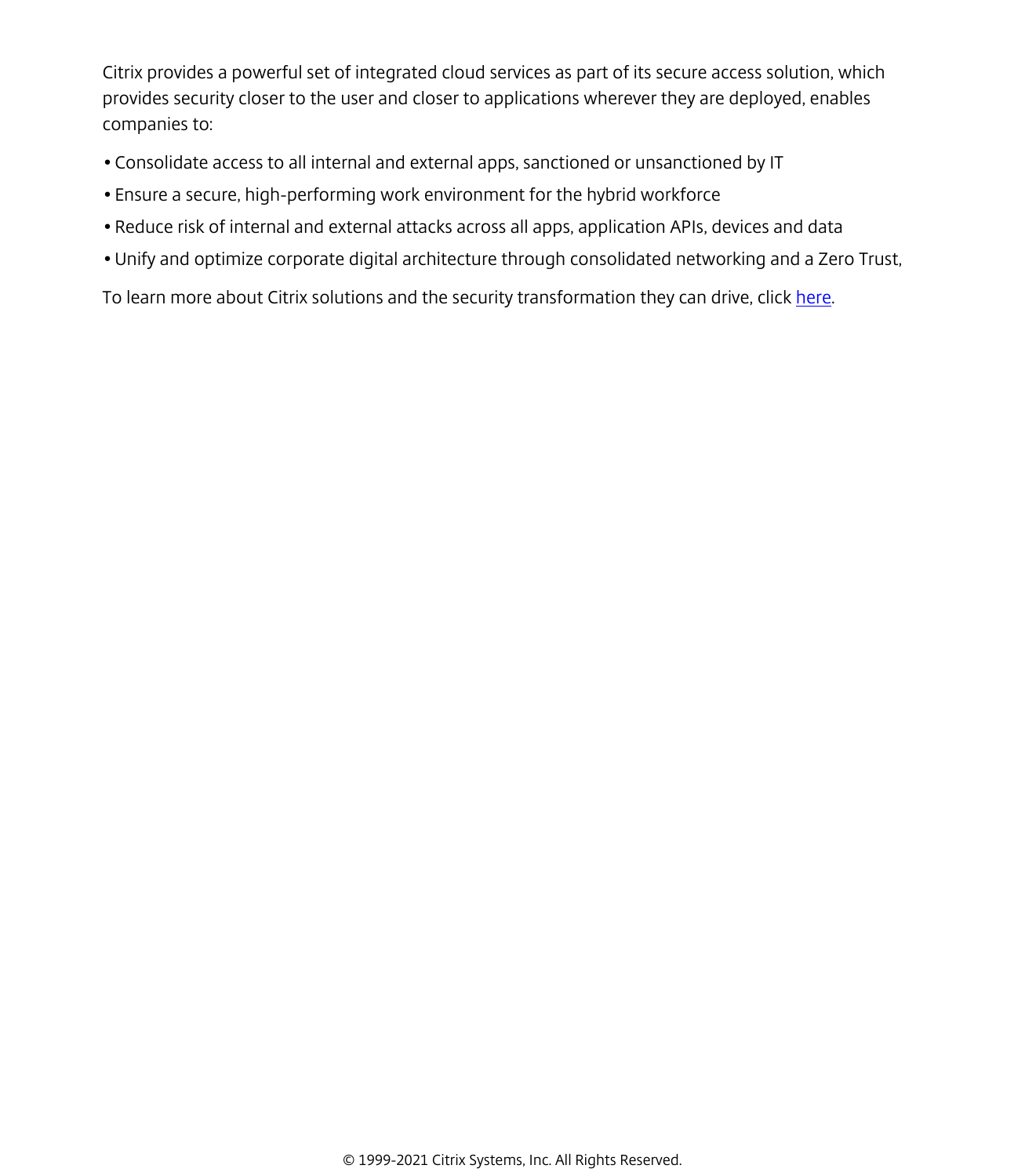Citrix provides a powerful set of integrated cloud services as part of its secure access solution, which provides security closer to the user and closer to applications wherever they are deployed, enables companies to:

- Consolidate access to all internal and external apps, sanctioned or unsanctioned by IT
- Ensure a secure, high-performing work environment for the hybrid workforce
- Reduce risk of internal and external attacks across all apps, application APIs, devices and data
- Unify and optimize corporate digital architecture through consolidated networking and a Zero Trust,

To learn more about Citrix solutions and the security transformation they can drive, click here.

© 1999-2021 Citrix Systems, Inc. All Rights Reserved.